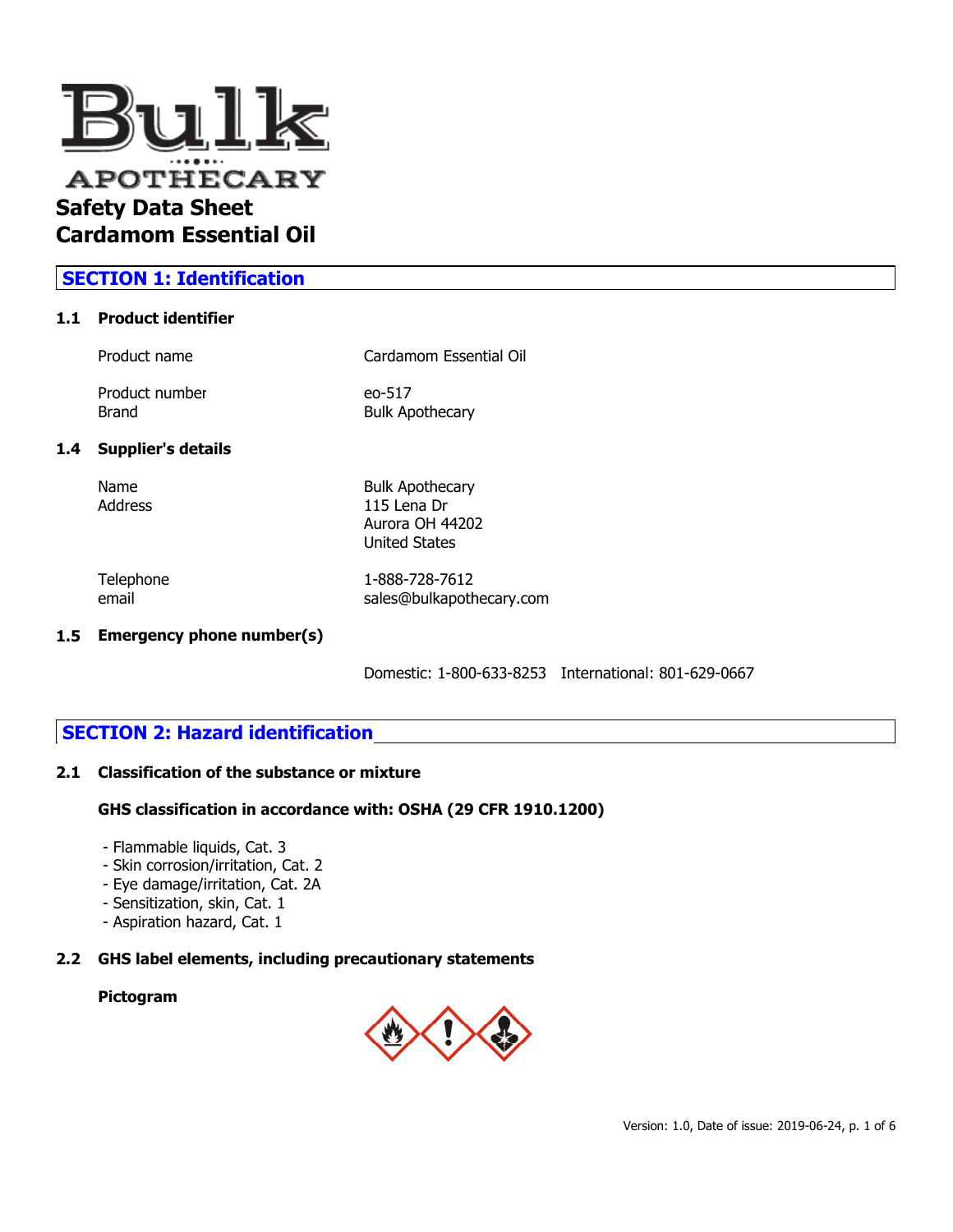# Bulk Apothecary

## Safety Data Sheet
## Cardamom Essential Oil

## SECTION 1: Identification

### 1.1 Product identifier

| | |
|---|---|
| Product name | Cardamom Essential Oil |
| Product number | eo-517 |
| Brand | Bulk Apothecary |

### 1.4 Supplier's details

| | |
|---|---|
| Name | Bulk Apothecary |
| Address | 115 Lena Dr<br>Aurora OH 44202<br>United States |
| Telephone | 1-888-728-7612 |
| email | sales@bulkapothecary.com |

### 1.5 Emergency phone number(s)

Domestic: 1-800-633-8253    International: 801-629-0667

## SECTION 2: Hazard identification

### 2.1 Classification of the substance or mixture

**GHS classification in accordance with: OSHA (29 CFR 1910.1200)**

- Flammable liquids, Cat. 3
- Skin corrosion/irritation, Cat. 2
- Eye damage/irritation, Cat. 2A
- Sensitization, skin, Cat. 1
- Aspiration hazard, Cat. 1

### 2.2 GHS label elements, including precautionary statements

**Pictogram**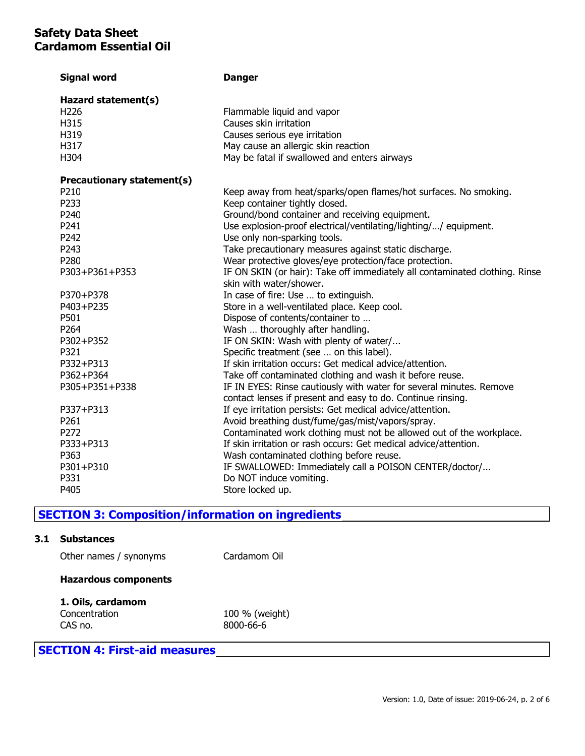**Signal word** | **Danger**

| | |
|---|---|
| **Signal word** | **Danger** |

**Hazard statement(s)**

| | |
|---|---|
| H226 | Flammable liquid and vapor |
| H315 | Causes skin irritation |
| H319 | Causes serious eye irritation |
| H317 | May cause an allergic skin reaction |
| H304 | May be fatal if swallowed and enters airways |

**Precautionary statement(s)**

| | |
|---|---|
| P210 | Keep away from heat/sparks/open flames/hot surfaces. No smoking. |
| P233 | Keep container tightly closed. |
| P240 | Ground/bond container and receiving equipment. |
| P241 | Use explosion-proof electrical/ventilating/lighting/…/ equipment. |
| P242 | Use only non-sparking tools. |
| P243 | Take precautionary measures against static discharge. |
| P280 | Wear protective gloves/eye protection/face protection. |
| P303+P361+P353 | IF ON SKIN (or hair): Take off immediately all contaminated clothing. Rinse skin with water/shower. |
| P370+P378 | In case of fire: Use … to extinguish. |
| P403+P235 | Store in a well-ventilated place. Keep cool. |
| P501 | Dispose of contents/container to … |
| P264 | Wash … thoroughly after handling. |
| P302+P352 | IF ON SKIN: Wash with plenty of water/... |
| P321 | Specific treatment (see … on this label). |
| P332+P313 | If skin irritation occurs: Get medical advice/attention. |
| P362+P364 | Take off contaminated clothing and wash it before reuse. |
| P305+P351+P338 | IF IN EYES: Rinse cautiously with water for several minutes. Remove contact lenses if present and easy to do. Continue rinsing. |
| P337+P313 | If eye irritation persists: Get medical advice/attention. |
| P261 | Avoid breathing dust/fume/gas/mist/vapors/spray. |
| P272 | Contaminated work clothing must not be allowed out of the workplace. |
| P333+P313 | If skin irritation or rash occurs: Get medical advice/attention. |
| P363 | Wash contaminated clothing before reuse. |
| P301+P310 | IF SWALLOWED: Immediately call a POISON CENTER/doctor/... |
| P331 | Do NOT induce vomiting. |
| P405 | Store locked up. |

## SECTION 3: Composition/information on ingredients

### 3.1 Substances

Other names / synonyms: Cardamom Oil

**Hazardous components**

**1. Oils, cardamom**

| | |
|---|---|
| Concentration | 100 % (weight) |
| CAS no. | 8000-66-6 |

## SECTION 4: First-aid measures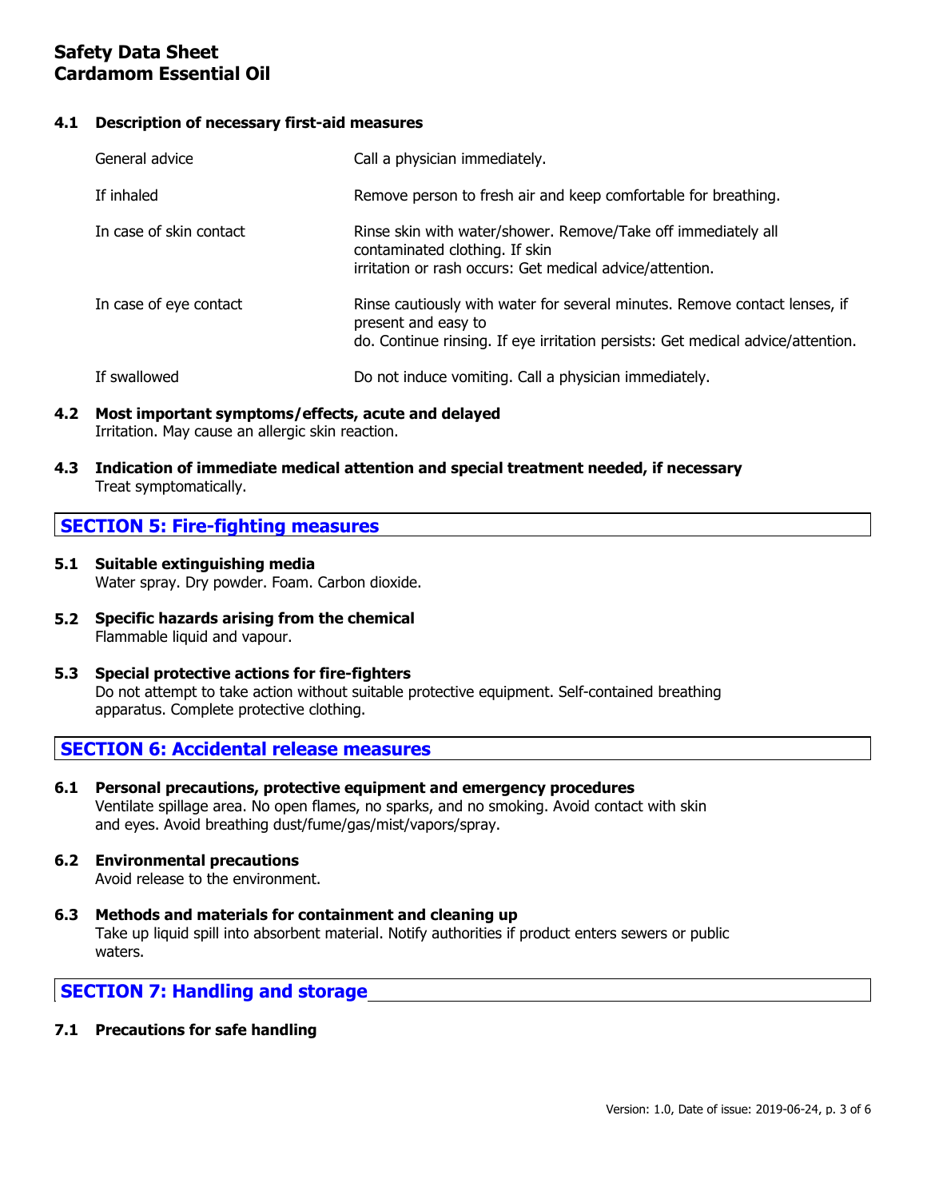### 4.1 Description of necessary first-aid measures

| | |
|---|---|
| General advice | Call a physician immediately. |
| If inhaled | Remove person to fresh air and keep comfortable for breathing. |
| In case of skin contact | Rinse skin with water/shower. Remove/Take off immediately all contaminated clothing. If skin irritation or rash occurs: Get medical advice/attention. |
| In case of eye contact | Rinse cautiously with water for several minutes. Remove contact lenses, if present and easy to do. Continue rinsing. If eye irritation persists: Get medical advice/attention. |
| If swallowed | Do not induce vomiting. Call a physician immediately. |

### 4.2 Most important symptoms/effects, acute and delayed

Irritation. May cause an allergic skin reaction.

### 4.3 Indication of immediate medical attention and special treatment needed, if necessary

Treat symptomatically.

## SECTION 5: Fire-fighting measures

### 5.1 Suitable extinguishing media

Water spray. Dry powder. Foam. Carbon dioxide.

### 5.2 Specific hazards arising from the chemical

Flammable liquid and vapour.

### 5.3 Special protective actions for fire-fighters

Do not attempt to take action without suitable protective equipment. Self-contained breathing apparatus. Complete protective clothing.

## SECTION 6: Accidental release measures

### 6.1 Personal precautions, protective equipment and emergency procedures

Ventilate spillage area. No open flames, no sparks, and no smoking. Avoid contact with skin and eyes. Avoid breathing dust/fume/gas/mist/vapors/spray.

### 6.2 Environmental precautions

Avoid release to the environment.

### 6.3 Methods and materials for containment and cleaning up

Take up liquid spill into absorbent material. Notify authorities if product enters sewers or public waters.

## SECTION 7: Handling and storage

### 7.1 Precautions for safe handling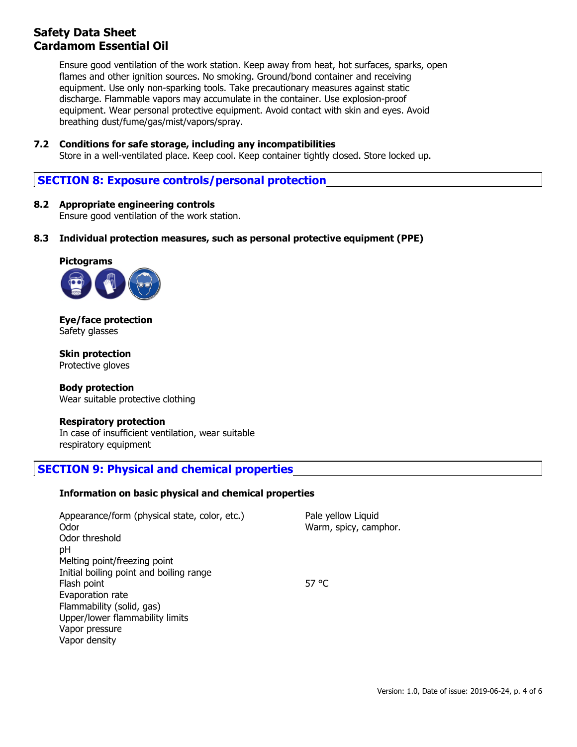Ensure good ventilation of the work station. Keep away from heat, hot surfaces, sparks, open flames and other ignition sources. No smoking. Ground/bond container and receiving equipment. Use only non-sparking tools. Take precautionary measures against static discharge. Flammable vapors may accumulate in the container. Use explosion-proof equipment. Wear personal protective equipment. Avoid contact with skin and eyes. Avoid breathing dust/fume/gas/mist/vapors/spray.

### 7.2 Conditions for safe storage, including any incompatibilities

Store in a well-ventilated place. Keep cool. Keep container tightly closed. Store locked up.

## SECTION 8: Exposure controls/personal protection

### 8.2 Appropriate engineering controls

Ensure good ventilation of the work station.

### 8.3 Individual protection measures, such as personal protective equipment (PPE)

**Pictograms**

**Eye/face protection**
Safety glasses

**Skin protection**
Protective gloves

**Body protection**
Wear suitable protective clothing

**Respiratory protection**
In case of insufficient ventilation, wear suitable respiratory equipment

## SECTION 9: Physical and chemical properties

**Information on basic physical and chemical properties**

| Property | Value |
|---|---|
| Appearance/form (physical state, color, etc.) | Pale yellow Liquid |
| Odor | Warm, spicy, camphor. |
| Odor threshold | |
| pH | |
| Melting point/freezing point | |
| Initial boiling point and boiling range | |
| Flash point | 57 °C |
| Evaporation rate | |
| Flammability (solid, gas) | |
| Upper/lower flammability limits | |
| Vapor pressure | |
| Vapor density | |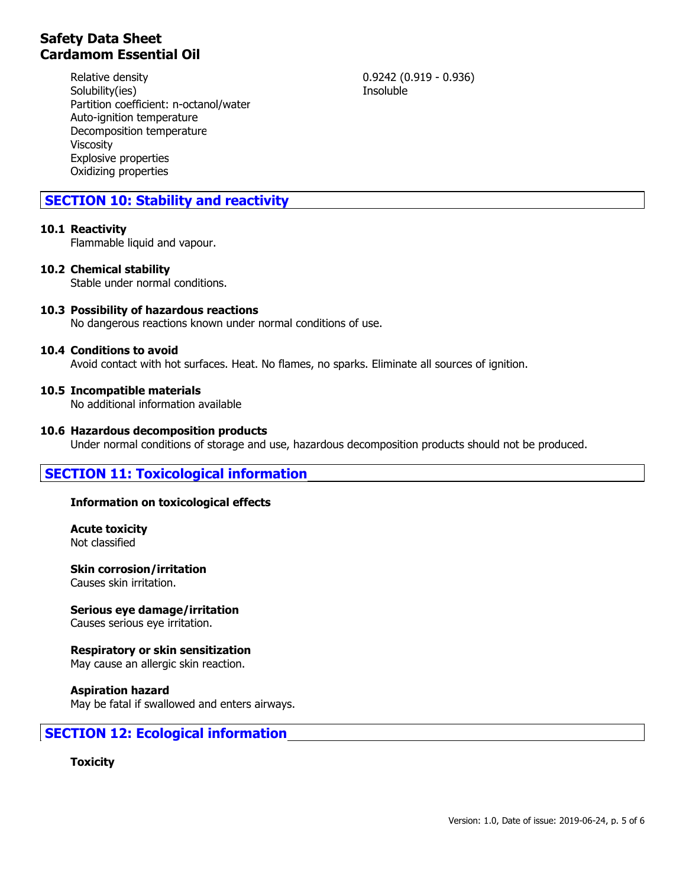| | |
|---|---|
| Relative density | 0.9242 (0.919 - 0.936) |
| Solubility(ies) | Insoluble |
| Partition coefficient: n-octanol/water | |
| Auto-ignition temperature | |
| Decomposition temperature | |
| Viscosity | |
| Explosive properties | |
| Oxidizing properties | |

## SECTION 10: Stability and reactivity

### 10.1 Reactivity

Flammable liquid and vapour.

### 10.2 Chemical stability

Stable under normal conditions.

### 10.3 Possibility of hazardous reactions

No dangerous reactions known under normal conditions of use.

### 10.4 Conditions to avoid

Avoid contact with hot surfaces. Heat. No flames, no sparks. Eliminate all sources of ignition.

### 10.5 Incompatible materials

No additional information available

### 10.6 Hazardous decomposition products

Under normal conditions of storage and use, hazardous decomposition products should not be produced.

## SECTION 11: Toxicological information

**Information on toxicological effects**

**Acute toxicity**
Not classified

**Skin corrosion/irritation**
Causes skin irritation.

**Serious eye damage/irritation**
Causes serious eye irritation.

**Respiratory or skin sensitization**
May cause an allergic skin reaction.

**Aspiration hazard**
May be fatal if swallowed and enters airways.

## SECTION 12: Ecological information

**Toxicity**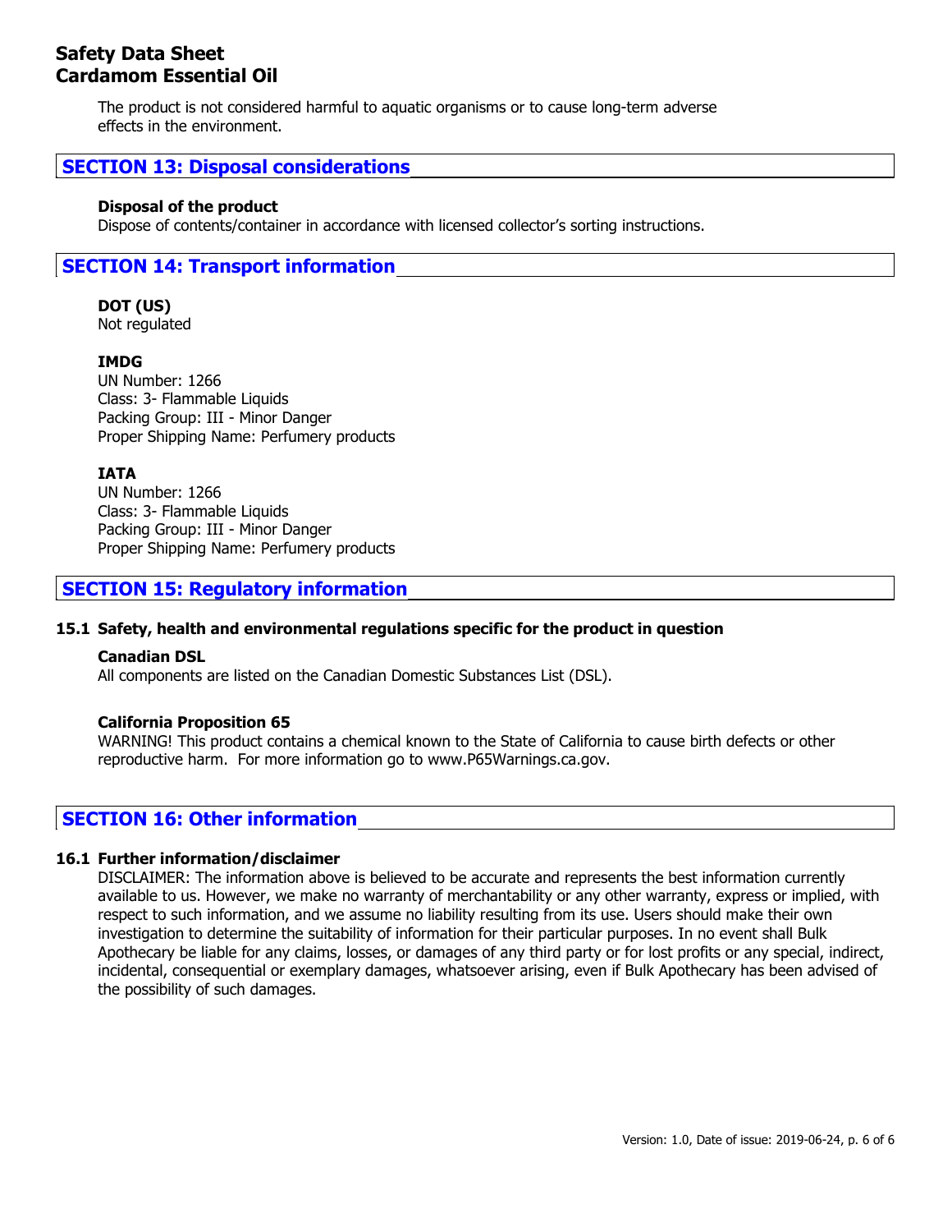The product is not considered harmful to aquatic organisms or to cause long-term adverse effects in the environment.

## SECTION 13: Disposal considerations

**Disposal of the product**

Dispose of contents/container in accordance with licensed collector's sorting instructions.

## SECTION 14: Transport information

**DOT (US)**

Not regulated

**IMDG**

UN Number: 1266
Class: 3- Flammable Liquids
Packing Group: III - Minor Danger
Proper Shipping Name: Perfumery products

**IATA**

UN Number: 1266
Class: 3- Flammable Liquids
Packing Group: III - Minor Danger
Proper Shipping Name: Perfumery products

## SECTION 15: Regulatory information

### 15.1 Safety, health and environmental regulations specific for the product in question

**Canadian DSL**

All components are listed on the Canadian Domestic Substances List (DSL).

**California Proposition 65**

WARNING! This product contains a chemical known to the State of California to cause birth defects or other reproductive harm. For more information go to www.P65Warnings.ca.gov.

## SECTION 16: Other information

### 16.1 Further information/disclaimer

DISCLAIMER: The information above is believed to be accurate and represents the best information currently available to us. However, we make no warranty of merchantability or any other warranty, express or implied, with respect to such information, and we assume no liability resulting from its use. Users should make their own investigation to determine the suitability of information for their particular purposes. In no event shall Bulk Apothecary be liable for any claims, losses, or damages of any third party or for lost profits or any special, indirect, incidental, consequential or exemplary damages, whatsoever arising, even if Bulk Apothecary has been advised of the possibility of such damages.